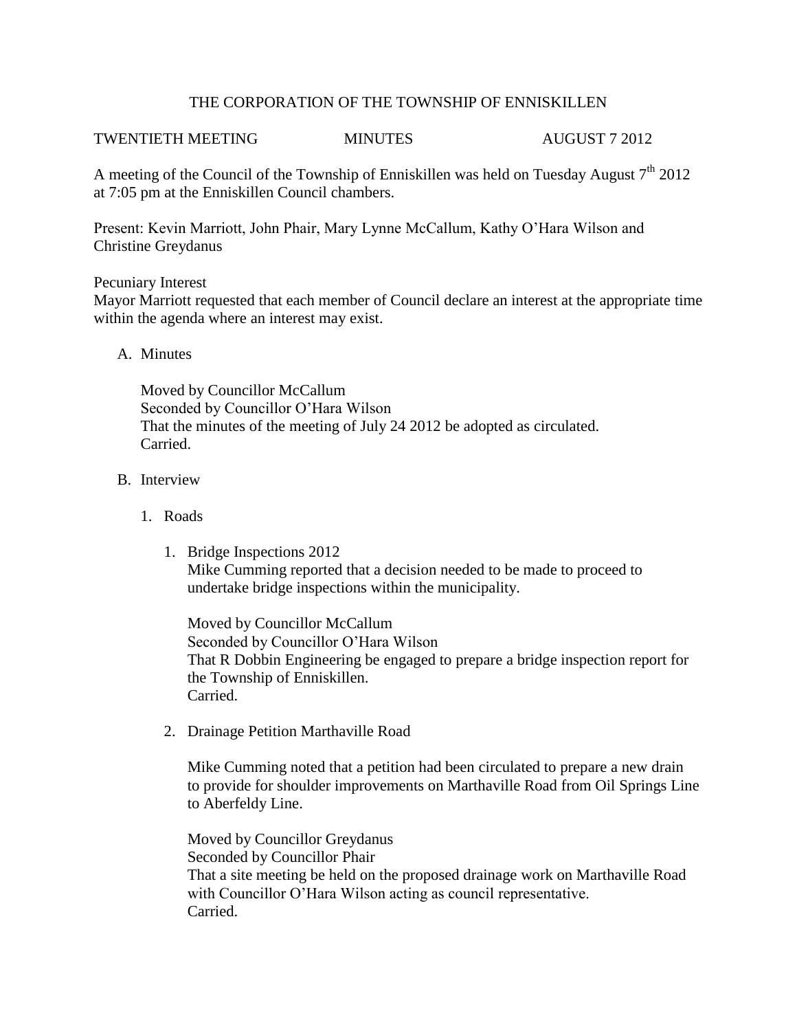# THE CORPORATION OF THE TOWNSHIP OF ENNISKILLEN

TWENTIETH MEETING MINUTES AUGUST 7 2012

A meeting of the Council of the Township of Enniskillen was held on Tuesday August 7th 2012 at 7:05 pm at the Enniskillen Council chambers.

Present: Kevin Marriott, John Phair, Mary Lynne McCallum, Kathy O'Hara Wilson and Christine Greydanus

Pecuniary Interest
Mayor Marriott requested that each member of Council declare an interest at the appropriate time within the agenda where an interest may exist.

A. Minutes

Moved by Councillor McCallum
Seconded by Councillor O'Hara Wilson
That the minutes of the meeting of July 24 2012 be adopted as circulated.
Carried.

B. Interview

1. Roads

1. Bridge Inspections 2012
Mike Cumming reported that a decision needed to be made to proceed to undertake bridge inspections within the municipality.

Moved by Councillor McCallum
Seconded by Councillor O'Hara Wilson
That R Dobbin Engineering be engaged to prepare a bridge inspection report for the Township of Enniskillen.
Carried.

2. Drainage Petition Marthaville Road

Mike Cumming noted that a petition had been circulated to prepare a new drain to provide for shoulder improvements on Marthaville Road from Oil Springs Line to Aberfeldy Line.

Moved by Councillor Greydanus
Seconded by Councillor Phair
That a site meeting be held on the proposed drainage work on Marthaville Road with Councillor O'Hara Wilson acting as council representative.
Carried.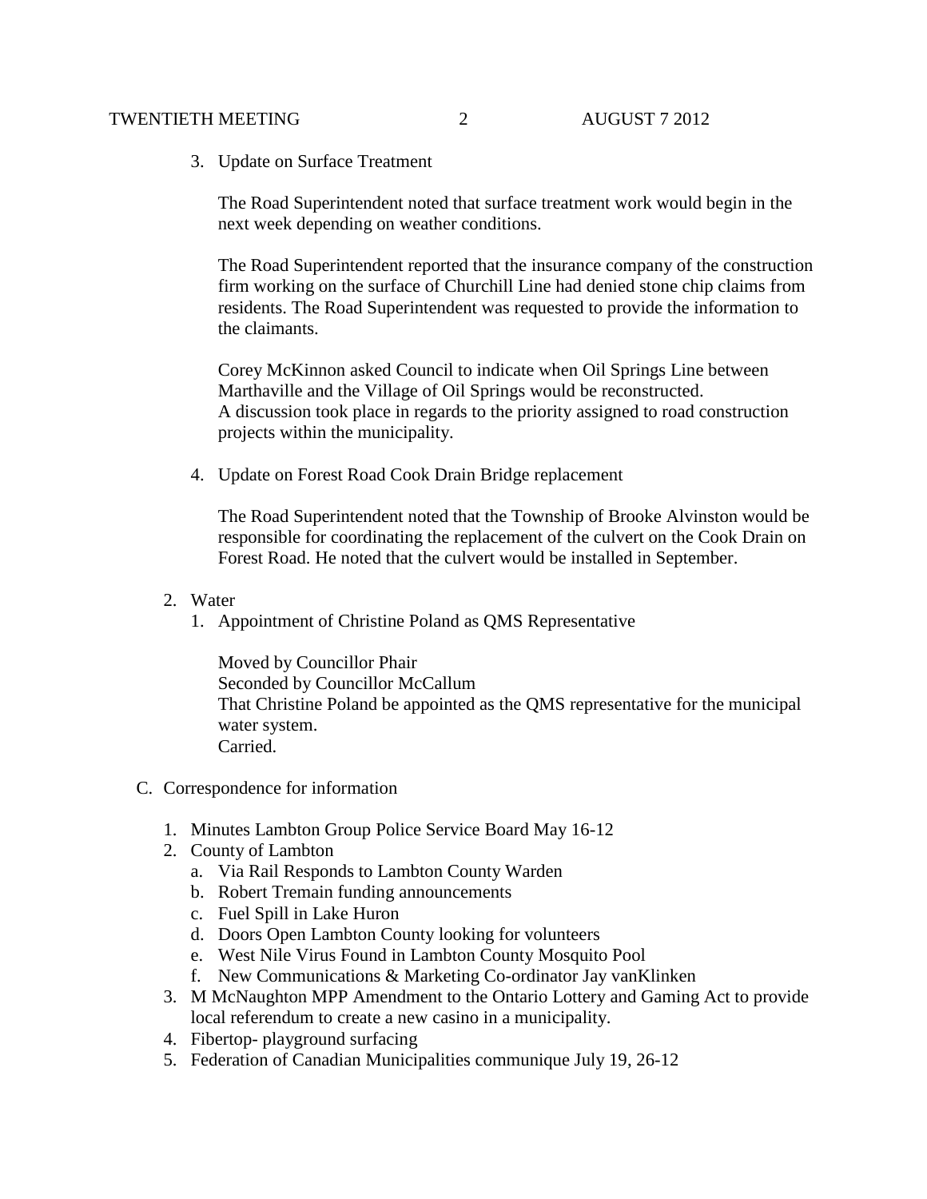3. Update on Surface Treatment

   The Road Superintendent noted that surface treatment work would begin in the next week depending on weather conditions.

   The Road Superintendent reported that the insurance company of the construction firm working on the surface of Churchill Line had denied stone chip claims from residents. The Road Superintendent was requested to provide the information to the claimants.

   Corey McKinnon asked Council to indicate when Oil Springs Line between Marthaville and the Village of Oil Springs would be reconstructed.
   A discussion took place in regards to the priority assigned to road construction projects within the municipality.

4. Update on Forest Road Cook Drain Bridge replacement

   The Road Superintendent noted that the Township of Brooke Alvinston would be responsible for coordinating the replacement of the culvert on the Cook Drain on Forest Road. He noted that the culvert would be installed in September.

2. Water
   1. Appointment of Christine Poland as QMS Representative

      Moved by Councillor Phair
      Seconded by Councillor McCallum
      That Christine Poland be appointed as the QMS representative for the municipal water system.
      Carried.

C. Correspondence for information

1. Minutes Lambton Group Police Service Board May 16-12
2. County of Lambton
   a. Via Rail Responds to Lambton County Warden
   b. Robert Tremain funding announcements
   c. Fuel Spill in Lake Huron
   d. Doors Open Lambton County looking for volunteers
   e. West Nile Virus Found in Lambton County Mosquito Pool
   f. New Communications & Marketing Co-ordinator Jay vanKlinken
3. M McNaughton MPP Amendment to the Ontario Lottery and Gaming Act to provide local referendum to create a new casino in a municipality.
4. Fibertop- playground surfacing
5. Federation of Canadian Municipalities communique July 19, 26-12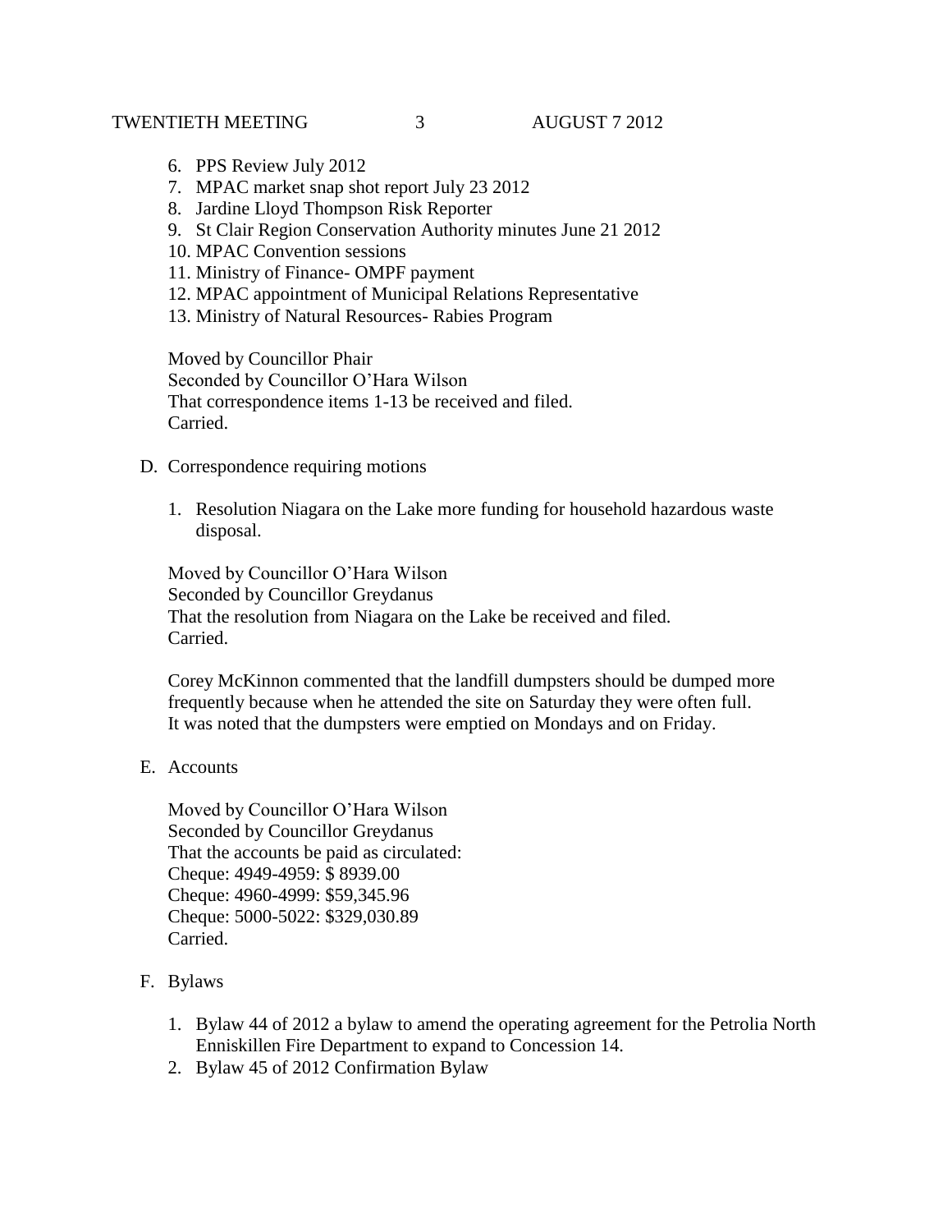6. PPS Review July 2012
7. MPAC market snap shot report July 23 2012
8. Jardine Lloyd Thompson Risk Reporter
9. St Clair Region Conservation Authority minutes June 21 2012
10. MPAC Convention sessions
11. Ministry of Finance- OMPF payment
12. MPAC appointment of Municipal Relations Representative
13. Ministry of Natural Resources- Rabies Program

Moved by Councillor Phair
Seconded by Councillor O'Hara Wilson
That correspondence items 1-13 be received and filed.
Carried.

D. Correspondence requiring motions

1. Resolution Niagara on the Lake more funding for household hazardous waste disposal.

Moved by Councillor O'Hara Wilson
Seconded by Councillor Greydanus
That the resolution from Niagara on the Lake be received and filed.
Carried.

Corey McKinnon commented that the landfill dumpsters should be dumped more frequently because when he attended the site on Saturday they were often full. It was noted that the dumpsters were emptied on Mondays and on Friday.

E. Accounts

Moved by Councillor O'Hara Wilson
Seconded by Councillor Greydanus
That the accounts be paid as circulated:
Cheque: 4949-4959: $ 8939.00
Cheque: 4960-4999: $59,345.96
Cheque: 5000-5022: $329,030.89
Carried.

F. Bylaws

1. Bylaw 44 of 2012 a bylaw to amend the operating agreement for the Petrolia North Enniskillen Fire Department to expand to Concession 14.
2. Bylaw 45 of 2012 Confirmation Bylaw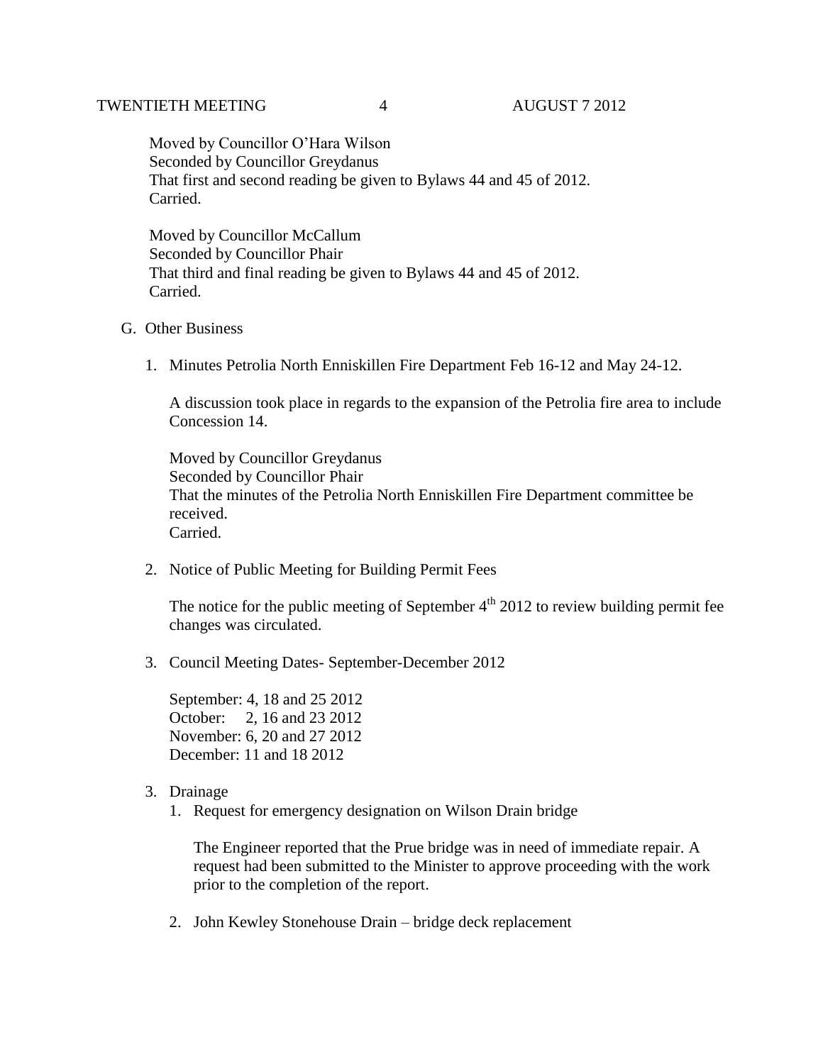Moved by Councillor O'Hara Wilson
Seconded by Councillor Greydanus
That first and second reading be given to Bylaws 44 and 45 of 2012.
Carried.

Moved by Councillor McCallum
Seconded by Councillor Phair
That third and final reading be given to Bylaws 44 and 45 of 2012.
Carried.

G. Other Business

1. Minutes Petrolia North Enniskillen Fire Department Feb 16-12 and May 24-12.

   A discussion took place in regards to the expansion of the Petrolia fire area to include Concession 14.

   Moved by Councillor Greydanus
   Seconded by Councillor Phair
   That the minutes of the Petrolia North Enniskillen Fire Department committee be received.
   Carried.

2. Notice of Public Meeting for Building Permit Fees

   The notice for the public meeting of September 4th 2012 to review building permit fee changes was circulated.

3. Council Meeting Dates- September-December 2012

   September: 4, 18 and 25 2012
   October: 2, 16 and 23 2012
   November: 6, 20 and 27 2012
   December: 11 and 18 2012

3. Drainage
   1. Request for emergency designation on Wilson Drain bridge

      The Engineer reported that the Prue bridge was in need of immediate repair. A request had been submitted to the Minister to approve proceeding with the work prior to the completion of the report.

   2. John Kewley Stonehouse Drain – bridge deck replacement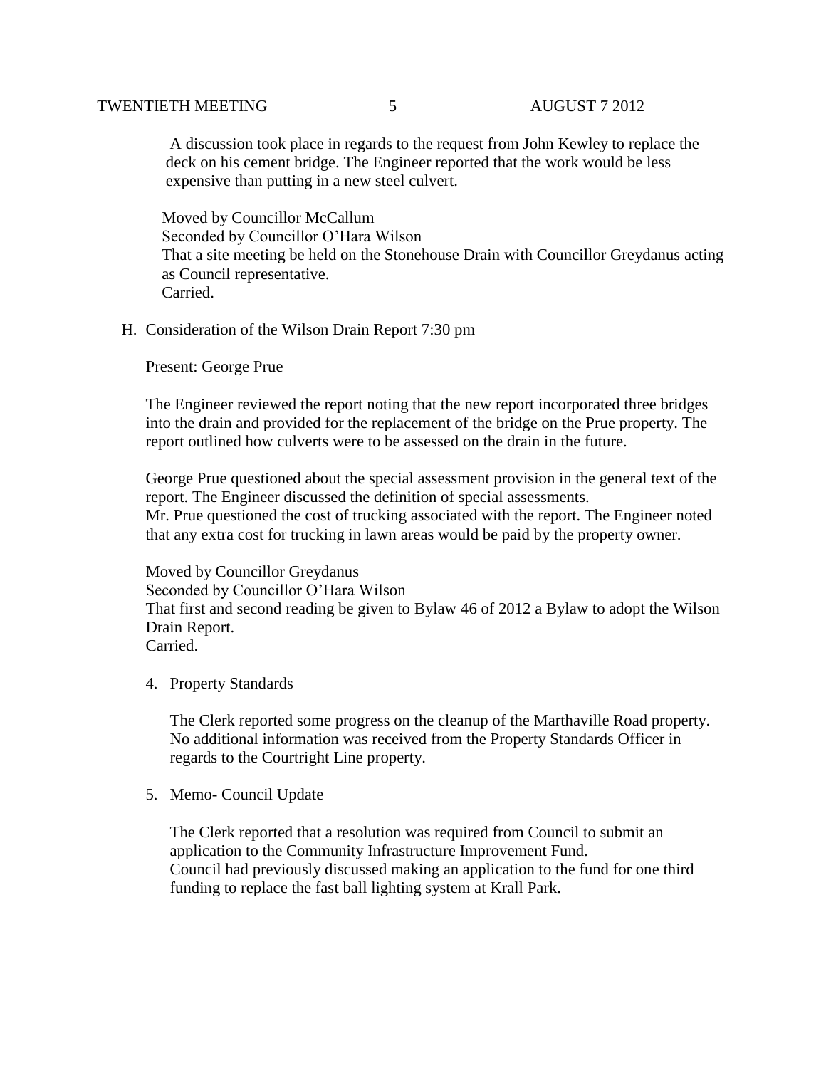A discussion took place in regards to the request from John Kewley to replace the deck on his cement bridge. The Engineer reported that the work would be less expensive than putting in a new steel culvert.

Moved by Councillor McCallum
Seconded by Councillor O'Hara Wilson
That a site meeting be held on the Stonehouse Drain with Councillor Greydanus acting as Council representative.
Carried.

H. Consideration of the Wilson Drain Report 7:30 pm

Present: George Prue

The Engineer reviewed the report noting that the new report incorporated three bridges into the drain and provided for the replacement of the bridge on the Prue property. The report outlined how culverts were to be assessed on the drain in the future.

George Prue questioned about the special assessment provision in the general text of the report. The Engineer discussed the definition of special assessments.
Mr. Prue questioned the cost of trucking associated with the report. The Engineer noted that any extra cost for trucking in lawn areas would be paid by the property owner.

Moved by Councillor Greydanus
Seconded by Councillor O'Hara Wilson
That first and second reading be given to Bylaw 46 of 2012 a Bylaw to adopt the Wilson Drain Report.
Carried.

4. Property Standards

   The Clerk reported some progress on the cleanup of the Marthaville Road property. No additional information was received from the Property Standards Officer in regards to the Courtright Line property.

5. Memo- Council Update

   The Clerk reported that a resolution was required from Council to submit an application to the Community Infrastructure Improvement Fund.
   Council had previously discussed making an application to the fund for one third funding to replace the fast ball lighting system at Krall Park.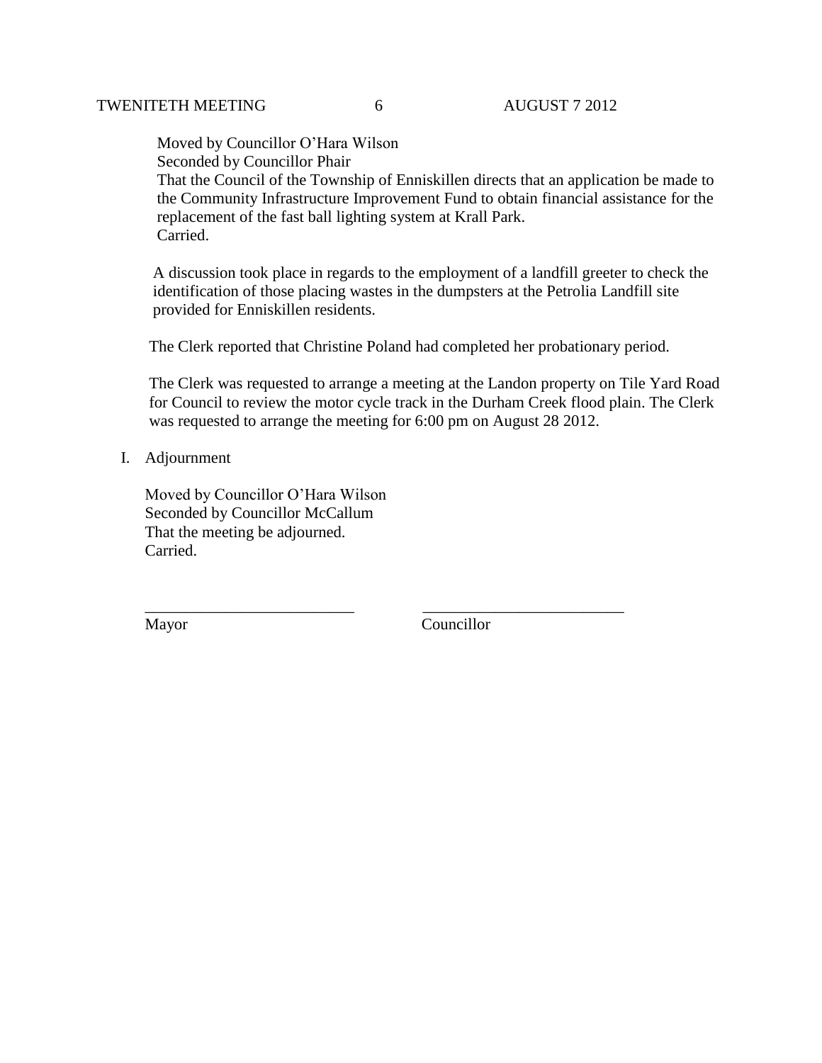Moved by Councillor O'Hara Wilson
Seconded by Councillor Phair
That the Council of the Township of Enniskillen directs that an application be made to the Community Infrastructure Improvement Fund to obtain financial assistance for the replacement of the fast ball lighting system at Krall Park.
Carried.

A discussion took place in regards to the employment of a landfill greeter to check the identification of those placing wastes in the dumpsters at the Petrolia Landfill site provided for Enniskillen residents.

The Clerk reported that Christine Poland had completed her probationary period.

The Clerk was requested to arrange a meeting at the Landon property on Tile Yard Road for Council to review the motor cycle track in the Durham Creek flood plain. The Clerk was requested to arrange the meeting for 6:00 pm on August 28 2012.

I. Adjournment

Moved by Councillor O'Hara Wilson
Seconded by Councillor McCallum
That the meeting be adjourned.
Carried.

\_\_\_\_\_\_\_\_\_\_\_\_\_\_\_\_\_\_\_\_\_\_\_\_\_\_ \_\_\_\_\_\_\_\_\_\_\_\_\_\_\_\_\_\_\_\_\_\_\_\_\_\_
Mayor Councillor